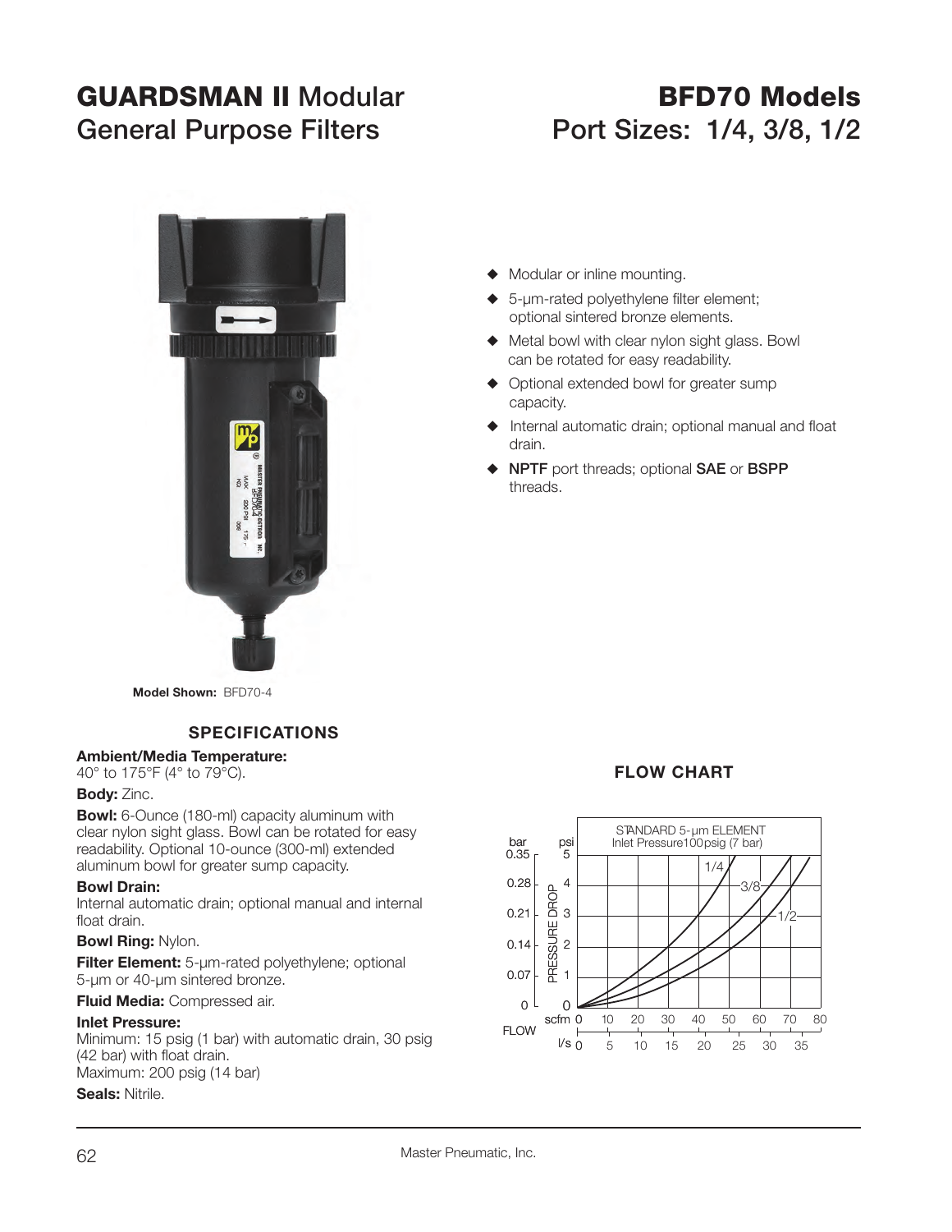# GUARDSMAN II Modular General Purpose Filters

# BFD70 Models
## Port Sizes: 1/4, 3/8, 1/2

**Model Shown:** BFD70-4

- Modular or inline mounting.
- 5-µm-rated polyethylene filter element; optional sintered bronze elements.
- Metal bowl with clear nylon sight glass. Bowl can be rotated for easy readability.
- Optional extended bowl for greater sump capacity.
- Internal automatic drain; optional manual and float drain.
- **NPTF** port threads; optional **SAE** or **BSPP** threads.

## SPECIFICATIONS

**Ambient/Media Temperature:**
40° to 175°F (4° to 79°C).

**Body:** Zinc.

**Bowl:** 6-Ounce (180-ml) capacity aluminum with clear nylon sight glass. Bowl can be rotated for easy readability. Optional 10-ounce (300-ml) extended aluminum bowl for greater sump capacity.

**Bowl Drain:**
Internal automatic drain; optional manual and internal float drain.

**Bowl Ring:** Nylon.

**Filter Element:** 5-µm-rated polyethylene; optional 5-µm or 40-µm sintered bronze.

**Fluid Media:** Compressed air.

**Inlet Pressure:**
Minimum: 15 psig (1 bar) with automatic drain, 30 psig (42 bar) with float drain.
Maximum: 200 psig (14 bar)

**Seals:** Nitrile.

## FLOW CHART

STANDARD 5-µm ELEMENT
Inlet Pressure 100 psig (7 bar)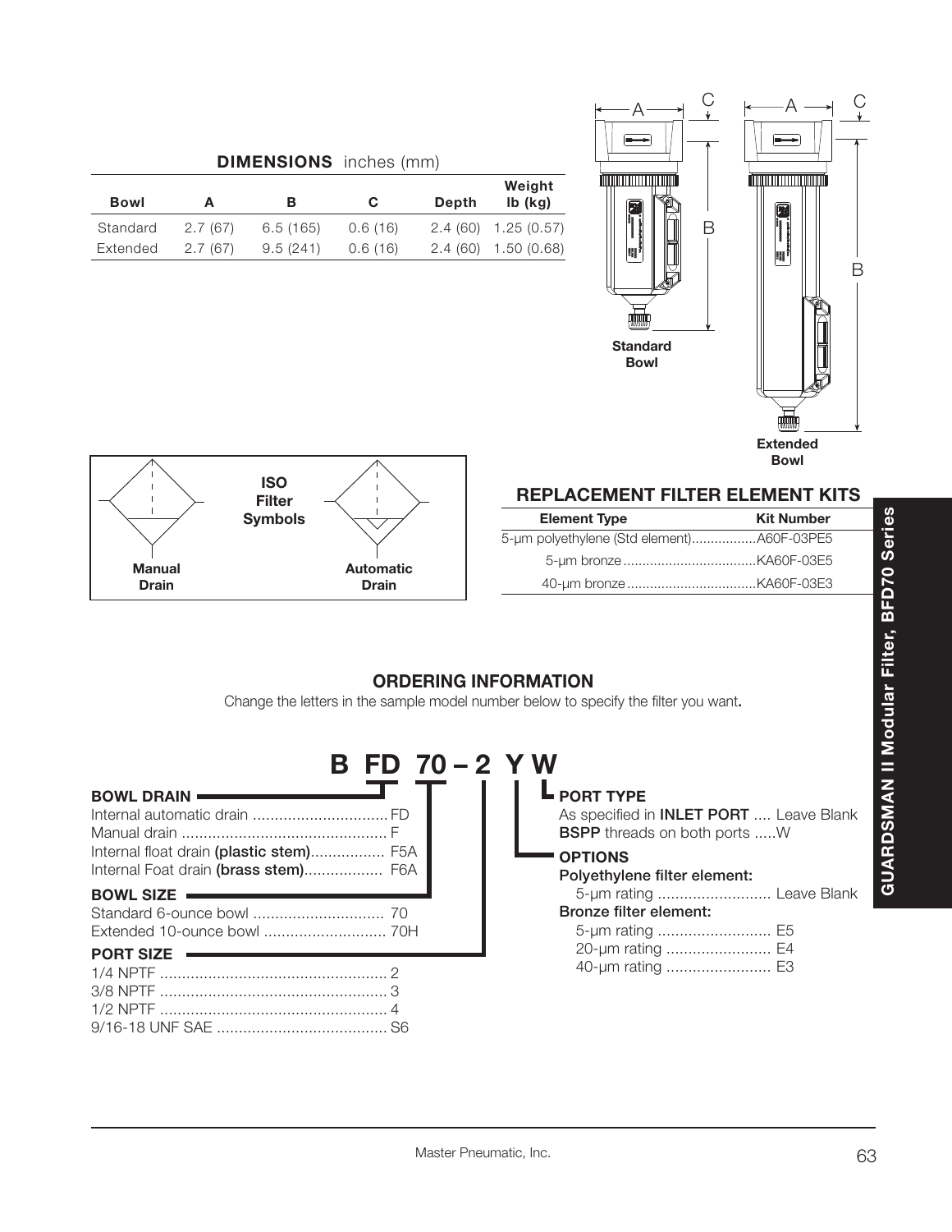**DIMENSIONS** inches (mm)

| Bowl | A | B | C | Depth | Weight lb (kg) |
|---|---|---|---|---|---|
| Standard | 2.7 (67) | 6.5 (165) | 0.6 (16) | 2.4 (60) | 1.25 (0.57) |
| Extended | 2.7 (67) | 9.5 (241) | 0.6 (16) | 2.4 (60) | 1.50 (0.68) |

A
C
B
Standard Bowl

A
C
B
Extended Bowl

**ISO Filter Symbols**

Manual Drain

Automatic Drain

## REPLACEMENT FILTER ELEMENT KITS

| Element Type | Kit Number |
|---|---|
| 5-µm polyethylene (Std element) | A60F-03PE5 |
| 5-µm bronze | KA60F-03E5 |
| 40-µm bronze | KA60F-03E3 |

## ORDERING INFORMATION

Change the letters in the sample model number below to specify the filter you want.

**B FD 70 – 2 Y W**

**BOWL DRAIN**
Internal automatic drain .............................. FD
Manual drain .............................................. F
Internal float drain **(plastic stem)**................. F5A
Internal Foat drain **(brass stem)**.................. F6A

**BOWL SIZE**
Standard 6-ounce bowl .............................. 70
Extended 10-ounce bowl ............................ 70H

**PORT SIZE**
1/4 NPTF .................................................... 2
3/8 NPTF .................................................... 3
1/2 NPTF .................................................... 4
9/16-18 UNF SAE ....................................... S6

**PORT TYPE**
As specified in **INLET PORT** .... Leave Blank
**BSPP** threads on both ports .....W

**OPTIONS**
**Polyethylene filter element:**
5-µm rating .......................... Leave Blank
**Bronze filter element:**
5-µm rating .......................... E5
20-µm rating ........................ E4
40-µm rating ........................ E3

**GUARDSMAN II Modular Filter, BFD70 Series**

Master Pneumatic, Inc.